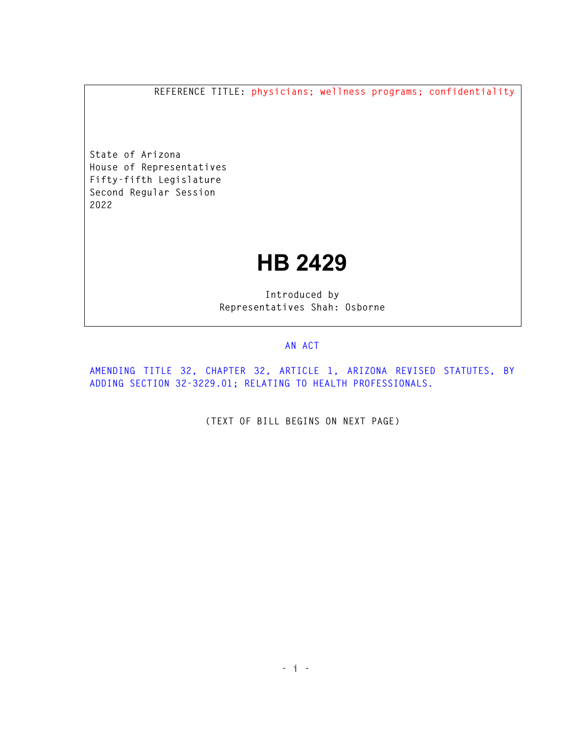REFERENCE TITLE: physicians; wellness programs; confidentiality

State of Arizona
House of Representatives
Fifty-fifth Legislature
Second Regular Session
2022

# HB 2429

Introduced by
Representatives Shah: Osborne

AN ACT

AMENDING TITLE 32, CHAPTER 32, ARTICLE 1, ARIZONA REVISED STATUTES, BY ADDING SECTION 32-3229.01; RELATING TO HEALTH PROFESSIONALS.

(TEXT OF BILL BEGINS ON NEXT PAGE)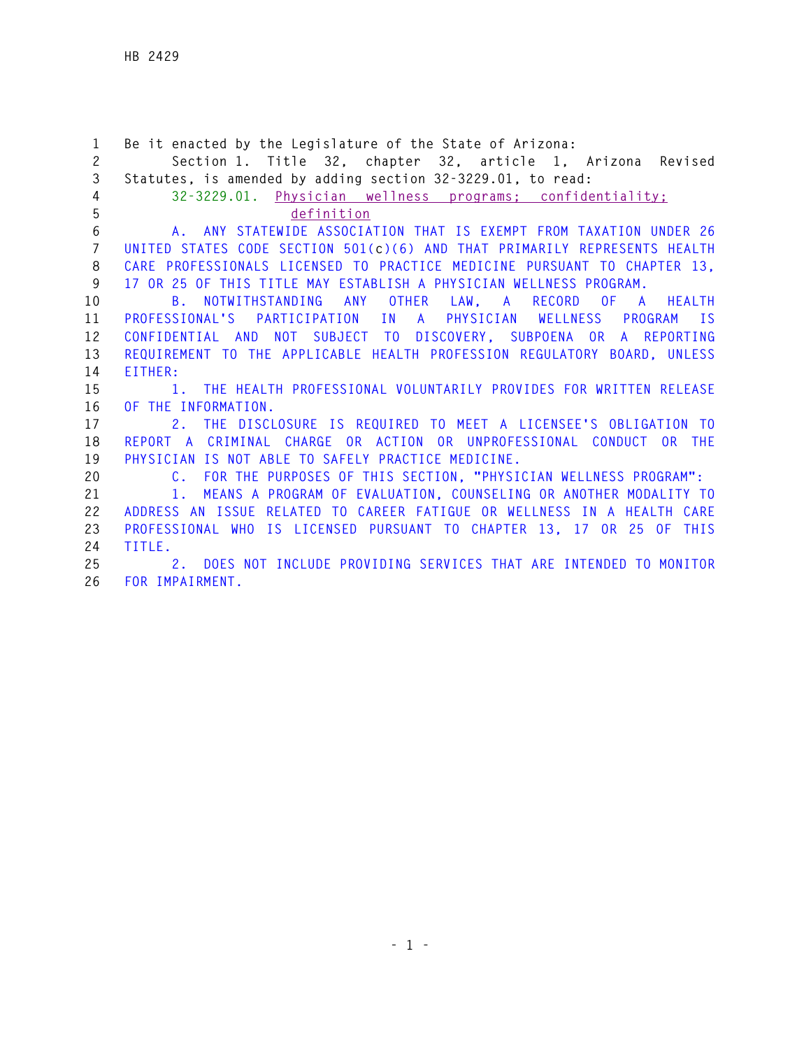Be it enacted by the Legislature of the State of Arizona:

Section 1. Title 32, chapter 32, article 1, Arizona Revised Statutes, is amended by adding section 32-3229.01, to read:

32-3229.01. Physician wellness programs; confidentiality; definition

A. ANY STATEWIDE ASSOCIATION THAT IS EXEMPT FROM TAXATION UNDER 26 UNITED STATES CODE SECTION 501(c)(6) AND THAT PRIMARILY REPRESENTS HEALTH CARE PROFESSIONALS LICENSED TO PRACTICE MEDICINE PURSUANT TO CHAPTER 13, 17 OR 25 OF THIS TITLE MAY ESTABLISH A PHYSICIAN WELLNESS PROGRAM.

B. NOTWITHSTANDING ANY OTHER LAW, A RECORD OF A HEALTH PROFESSIONAL'S PARTICIPATION IN A PHYSICIAN WELLNESS PROGRAM IS CONFIDENTIAL AND NOT SUBJECT TO DISCOVERY, SUBPOENA OR A REPORTING REQUIREMENT TO THE APPLICABLE HEALTH PROFESSION REGULATORY BOARD, UNLESS EITHER:

1. THE HEALTH PROFESSIONAL VOLUNTARILY PROVIDES FOR WRITTEN RELEASE OF THE INFORMATION.

2. THE DISCLOSURE IS REQUIRED TO MEET A LICENSEE'S OBLIGATION TO REPORT A CRIMINAL CHARGE OR ACTION OR UNPROFESSIONAL CONDUCT OR THE PHYSICIAN IS NOT ABLE TO SAFELY PRACTICE MEDICINE.

C. FOR THE PURPOSES OF THIS SECTION, "PHYSICIAN WELLNESS PROGRAM":

1. MEANS A PROGRAM OF EVALUATION, COUNSELING OR ANOTHER MODALITY TO ADDRESS AN ISSUE RELATED TO CAREER FATIGUE OR WELLNESS IN A HEALTH CARE PROFESSIONAL WHO IS LICENSED PURSUANT TO CHAPTER 13, 17 OR 25 OF THIS TITLE.

2. DOES NOT INCLUDE PROVIDING SERVICES THAT ARE INTENDED TO MONITOR FOR IMPAIRMENT.